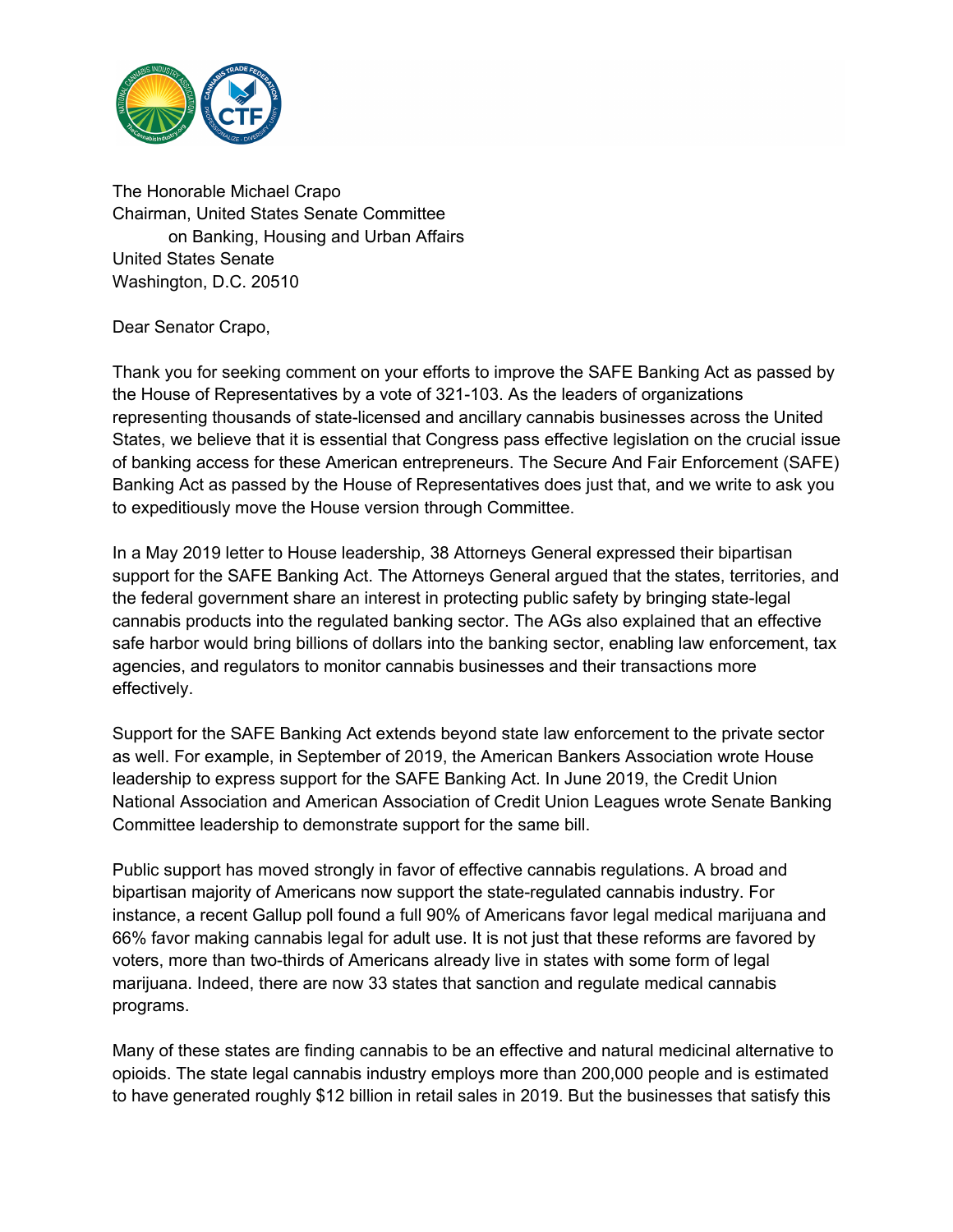The Honorable Michael Crapo
Chairman, United States Senate Committee
on Banking, Housing and Urban Affairs
United States Senate
Washington, D.C. 20510

Dear Senator Crapo,

Thank you for seeking comment on your efforts to improve the SAFE Banking Act as passed by the House of Representatives by a vote of 321-103. As the leaders of organizations representing thousands of state-licensed and ancillary cannabis businesses across the United States, we believe that it is essential that Congress pass effective legislation on the crucial issue of banking access for these American entrepreneurs. The Secure And Fair Enforcement (SAFE) Banking Act as passed by the House of Representatives does just that, and we write to ask you to expeditiously move the House version through Committee.

In a May 2019 letter to House leadership, 38 Attorneys General expressed their bipartisan support for the SAFE Banking Act. The Attorneys General argued that the states, territories, and the federal government share an interest in protecting public safety by bringing state-legal cannabis products into the regulated banking sector. The AGs also explained that an effective safe harbor would bring billions of dollars into the banking sector, enabling law enforcement, tax agencies, and regulators to monitor cannabis businesses and their transactions more effectively.

Support for the SAFE Banking Act extends beyond state law enforcement to the private sector as well. For example, in September of 2019, the American Bankers Association wrote House leadership to express support for the SAFE Banking Act. In June 2019, the Credit Union National Association and American Association of Credit Union Leagues wrote Senate Banking Committee leadership to demonstrate support for the same bill.

Public support has moved strongly in favor of effective cannabis regulations. A broad and bipartisan majority of Americans now support the state-regulated cannabis industry. For instance, a recent Gallup poll found a full 90% of Americans favor legal medical marijuana and 66% favor making cannabis legal for adult use. It is not just that these reforms are favored by voters, more than two-thirds of Americans already live in states with some form of legal marijuana. Indeed, there are now 33 states that sanction and regulate medical cannabis programs.

Many of these states are finding cannabis to be an effective and natural medicinal alternative to opioids. The state legal cannabis industry employs more than 200,000 people and is estimated to have generated roughly $12 billion in retail sales in 2019. But the businesses that satisfy this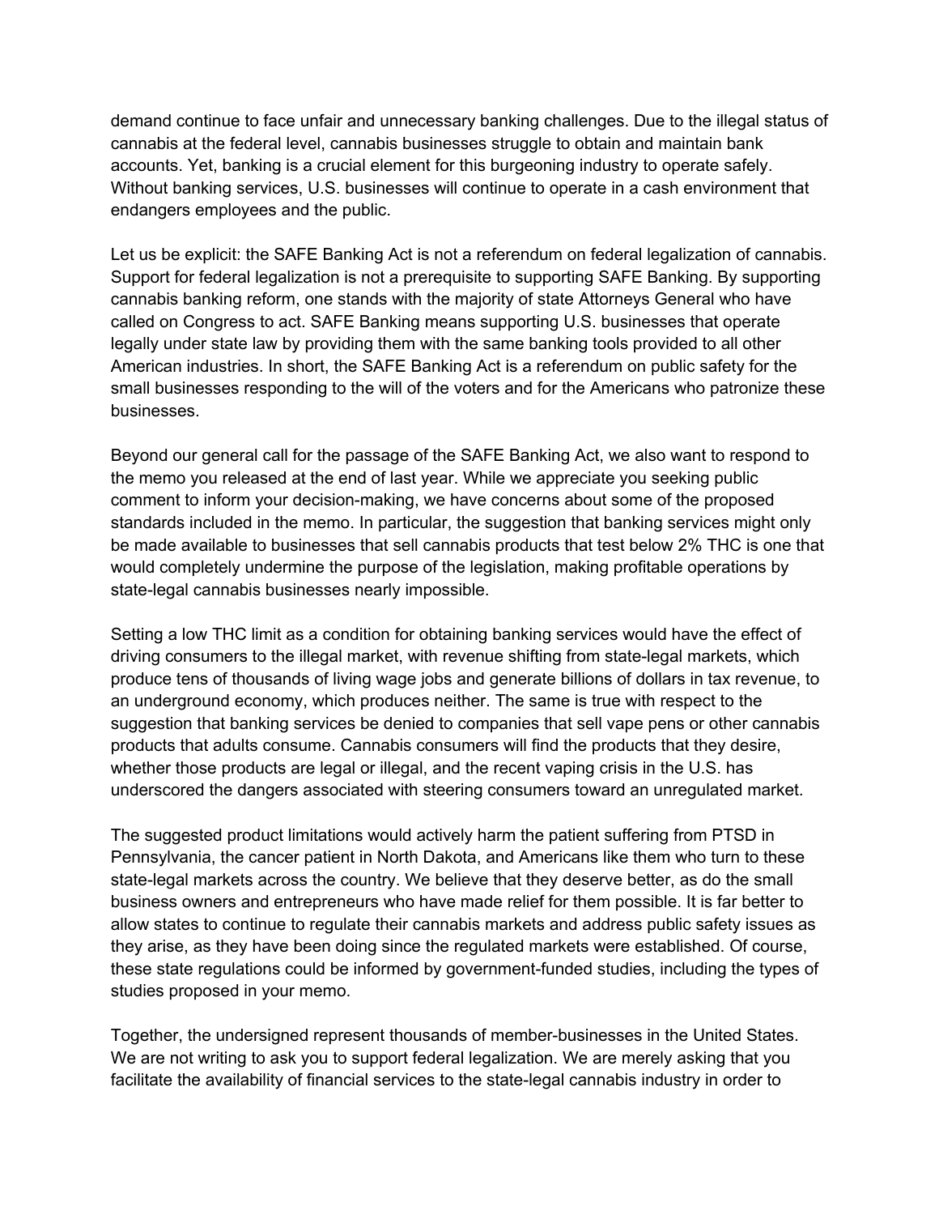demand continue to face unfair and unnecessary banking challenges. Due to the illegal status of cannabis at the federal level, cannabis businesses struggle to obtain and maintain bank accounts. Yet, banking is a crucial element for this burgeoning industry to operate safely. Without banking services, U.S. businesses will continue to operate in a cash environment that endangers employees and the public.

Let us be explicit: the SAFE Banking Act is not a referendum on federal legalization of cannabis. Support for federal legalization is not a prerequisite to supporting SAFE Banking. By supporting cannabis banking reform, one stands with the majority of state Attorneys General who have called on Congress to act. SAFE Banking means supporting U.S. businesses that operate legally under state law by providing them with the same banking tools provided to all other American industries. In short, the SAFE Banking Act is a referendum on public safety for the small businesses responding to the will of the voters and for the Americans who patronize these businesses.

Beyond our general call for the passage of the SAFE Banking Act, we also want to respond to the memo you released at the end of last year. While we appreciate you seeking public comment to inform your decision-making, we have concerns about some of the proposed standards included in the memo. In particular, the suggestion that banking services might only be made available to businesses that sell cannabis products that test below 2% THC is one that would completely undermine the purpose of the legislation, making profitable operations by state-legal cannabis businesses nearly impossible.

Setting a low THC limit as a condition for obtaining banking services would have the effect of driving consumers to the illegal market, with revenue shifting from state-legal markets, which produce tens of thousands of living wage jobs and generate billions of dollars in tax revenue, to an underground economy, which produces neither. The same is true with respect to the suggestion that banking services be denied to companies that sell vape pens or other cannabis products that adults consume. Cannabis consumers will find the products that they desire, whether those products are legal or illegal, and the recent vaping crisis in the U.S. has underscored the dangers associated with steering consumers toward an unregulated market.

The suggested product limitations would actively harm the patient suffering from PTSD in Pennsylvania, the cancer patient in North Dakota, and Americans like them who turn to these state-legal markets across the country. We believe that they deserve better, as do the small business owners and entrepreneurs who have made relief for them possible. It is far better to allow states to continue to regulate their cannabis markets and address public safety issues as they arise, as they have been doing since the regulated markets were established. Of course, these state regulations could be informed by government-funded studies, including the types of studies proposed in your memo.

Together, the undersigned represent thousands of member-businesses in the United States. We are not writing to ask you to support federal legalization. We are merely asking that you facilitate the availability of financial services to the state-legal cannabis industry in order to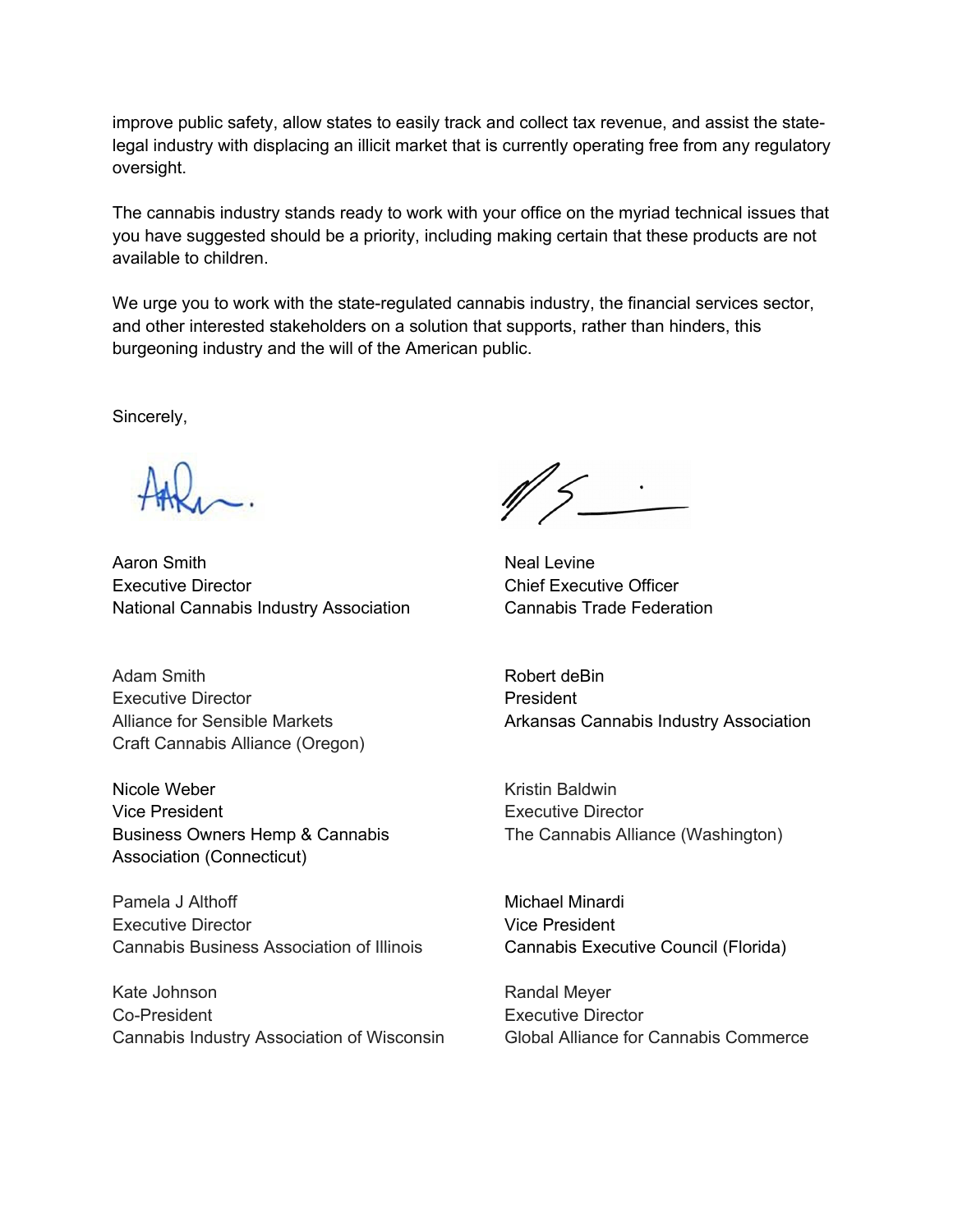improve public safety, allow states to easily track and collect tax revenue, and assist the state-legal industry with displacing an illicit market that is currently operating free from any regulatory oversight.

The cannabis industry stands ready to work with your office on the myriad technical issues that you have suggested should be a priority, including making certain that these products are not available to children.

We urge you to work with the state-regulated cannabis industry, the financial services sector, and other interested stakeholders on a solution that supports, rather than hinders, this burgeoning industry and the will of the American public.

Sincerely,

Aaron Smith
Executive Director
National Cannabis Industry Association

Neal Levine
Chief Executive Officer
Cannabis Trade Federation

Adam Smith
Executive Director
Alliance for Sensible Markets
Craft Cannabis Alliance (Oregon)

Robert deBin
President
Arkansas Cannabis Industry Association

Nicole Weber
Vice President
Business Owners Hemp & Cannabis Association (Connecticut)

Kristin Baldwin
Executive Director
The Cannabis Alliance (Washington)

Pamela J Althoff
Executive Director
Cannabis Business Association of Illinois

Michael Minardi
Vice President
Cannabis Executive Council (Florida)

Kate Johnson
Co-President
Cannabis Industry Association of Wisconsin

Randal Meyer
Executive Director
Global Alliance for Cannabis Commerce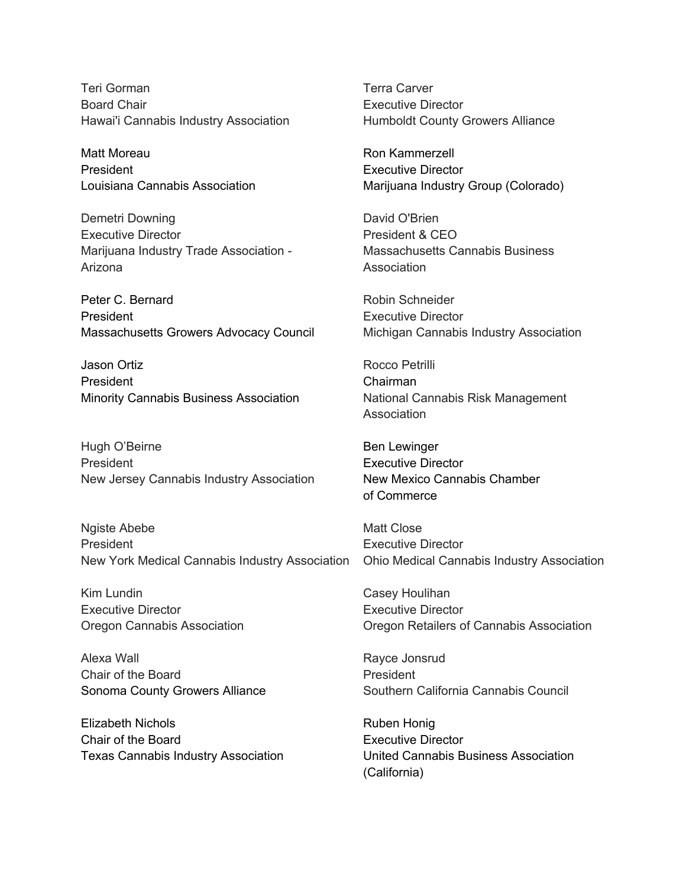Teri Gorman
Board Chair
Hawai'i Cannabis Industry Association

Terra Carver
Executive Director
Humboldt County Growers Alliance

Matt Moreau
President
Louisiana Cannabis Association

Ron Kammerzell
Executive Director
Marijuana Industry Group (Colorado)

Demetri Downing
Executive Director
Marijuana Industry Trade Association - Arizona

David O'Brien
President & CEO
Massachusetts Cannabis Business Association

Peter C. Bernard
President
Massachusetts Growers Advocacy Council

Robin Schneider
Executive Director
Michigan Cannabis Industry Association

Jason Ortiz
President
Minority Cannabis Business Association

Rocco Petrilli
Chairman
National Cannabis Risk Management Association

Hugh O'Beirne
President
New Jersey Cannabis Industry Association

Ben Lewinger
Executive Director
New Mexico Cannabis Chamber of Commerce

Ngiste Abebe
President
New York Medical Cannabis Industry Association

Matt Close
Executive Director
Ohio Medical Cannabis Industry Association

Kim Lundin
Executive Director
Oregon Cannabis Association

Casey Houlihan
Executive Director
Oregon Retailers of Cannabis Association

Alexa Wall
Chair of the Board
Sonoma County Growers Alliance

Rayce Jonsrud
President
Southern California Cannabis Council

Elizabeth Nichols
Chair of the Board
Texas Cannabis Industry Association

Ruben Honig
Executive Director
United Cannabis Business Association (California)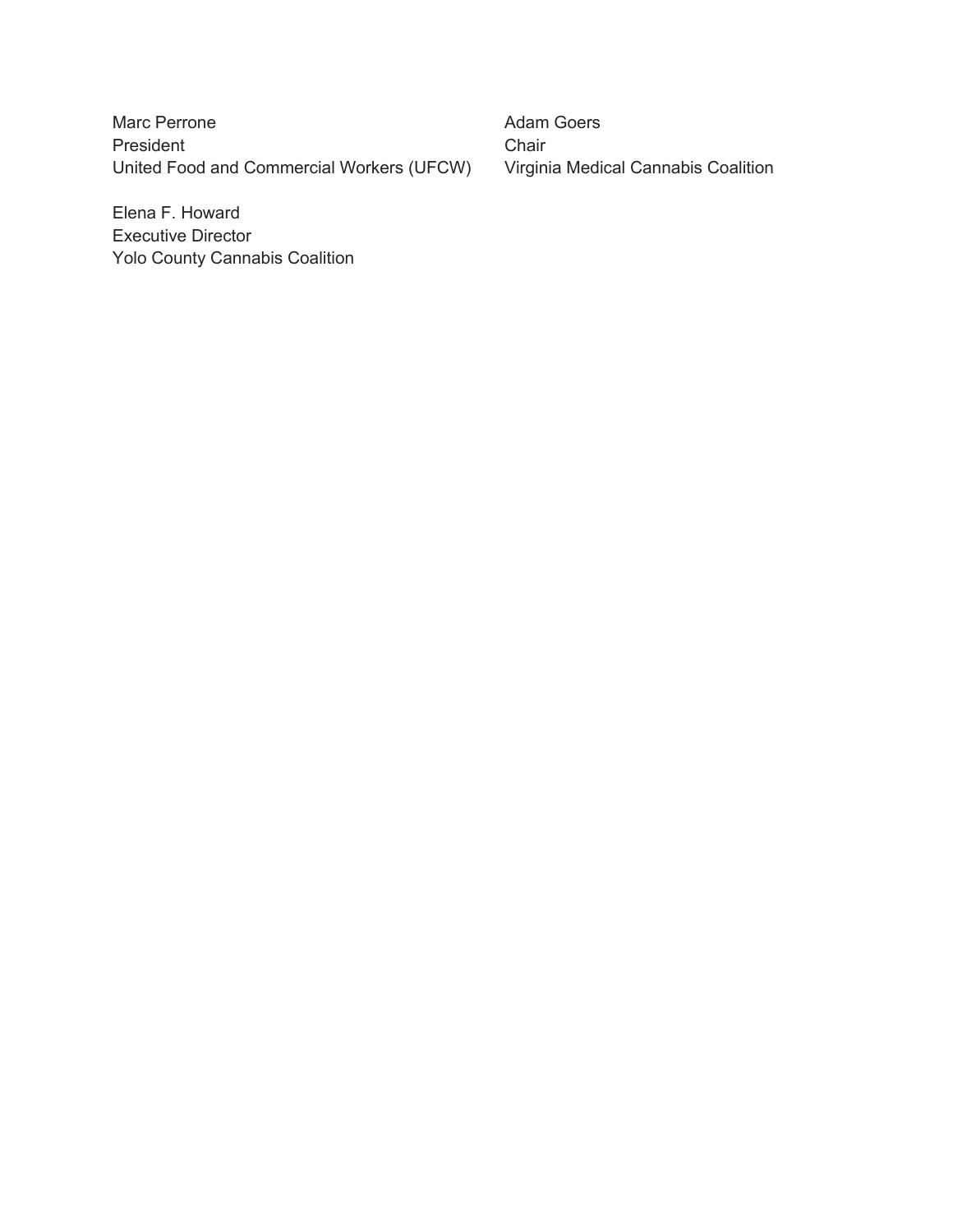Marc Perrone
President
United Food and Commercial Workers (UFCW)

Adam Goers
Chair
Virginia Medical Cannabis Coalition

Elena F. Howard
Executive Director
Yolo County Cannabis Coalition